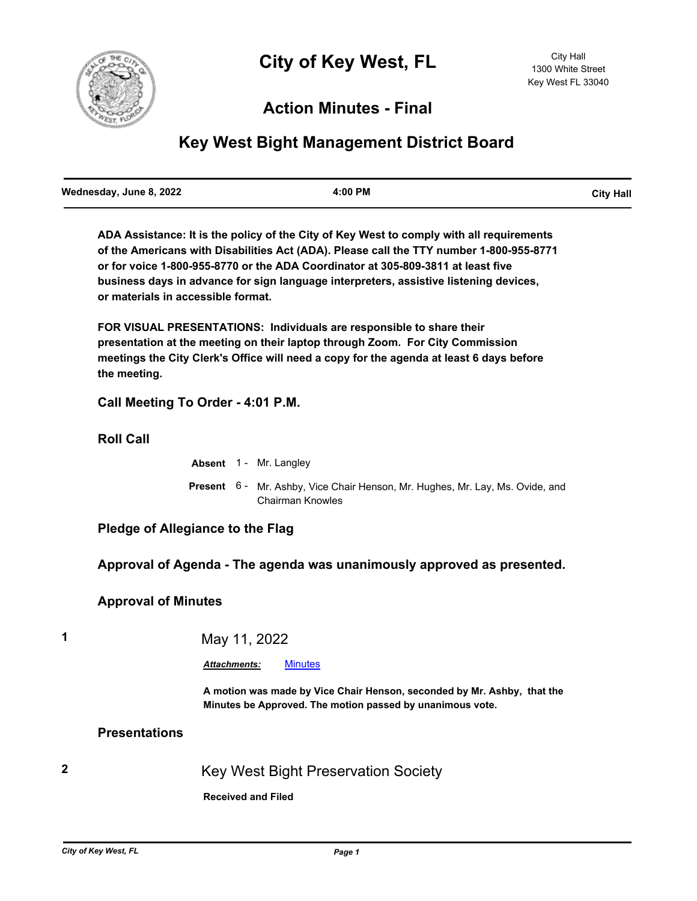# City of Key West, FL

City Hall
1300 White Street
Key West FL 33040

## Action Minutes - Final

## Key West Bight Management District Board

| Wednesday, June 8, 2022 | 4:00 PM | City Hall |
|---|---|---|

**ADA Assistance: It is the policy of the City of Key West to comply with all requirements of the Americans with Disabilities Act (ADA). Please call the TTY number 1-800-955-8771 or for voice 1-800-955-8770 or the ADA Coordinator at 305-809-3811 at least five business days in advance for sign language interpreters, assistive listening devices, or materials in accessible format.**

**FOR VISUAL PRESENTATIONS: Individuals are responsible to share their presentation at the meeting on their laptop through Zoom. For City Commission meetings the City Clerk's Office will need a copy for the agenda at least 6 days before the meeting.**

### Call Meeting To Order - 4:01 P.M.

### Roll Call

**Absent** 1 - Mr. Langley

**Present** 6 - Mr. Ashby, Vice Chair Henson, Mr. Hughes, Mr. Lay, Ms. Ovide, and Chairman Knowles

### Pledge of Allegiance to the Flag

### Approval of Agenda - The agenda was unanimously approved as presented.

### Approval of Minutes

**1** May 11, 2022

***Attachments:*** Minutes

**A motion was made by Vice Chair Henson, seconded by Mr. Ashby, that the Minutes be Approved. The motion passed by unanimous vote.**

### Presentations

**2** Key West Bight Preservation Society

**Received and Filed**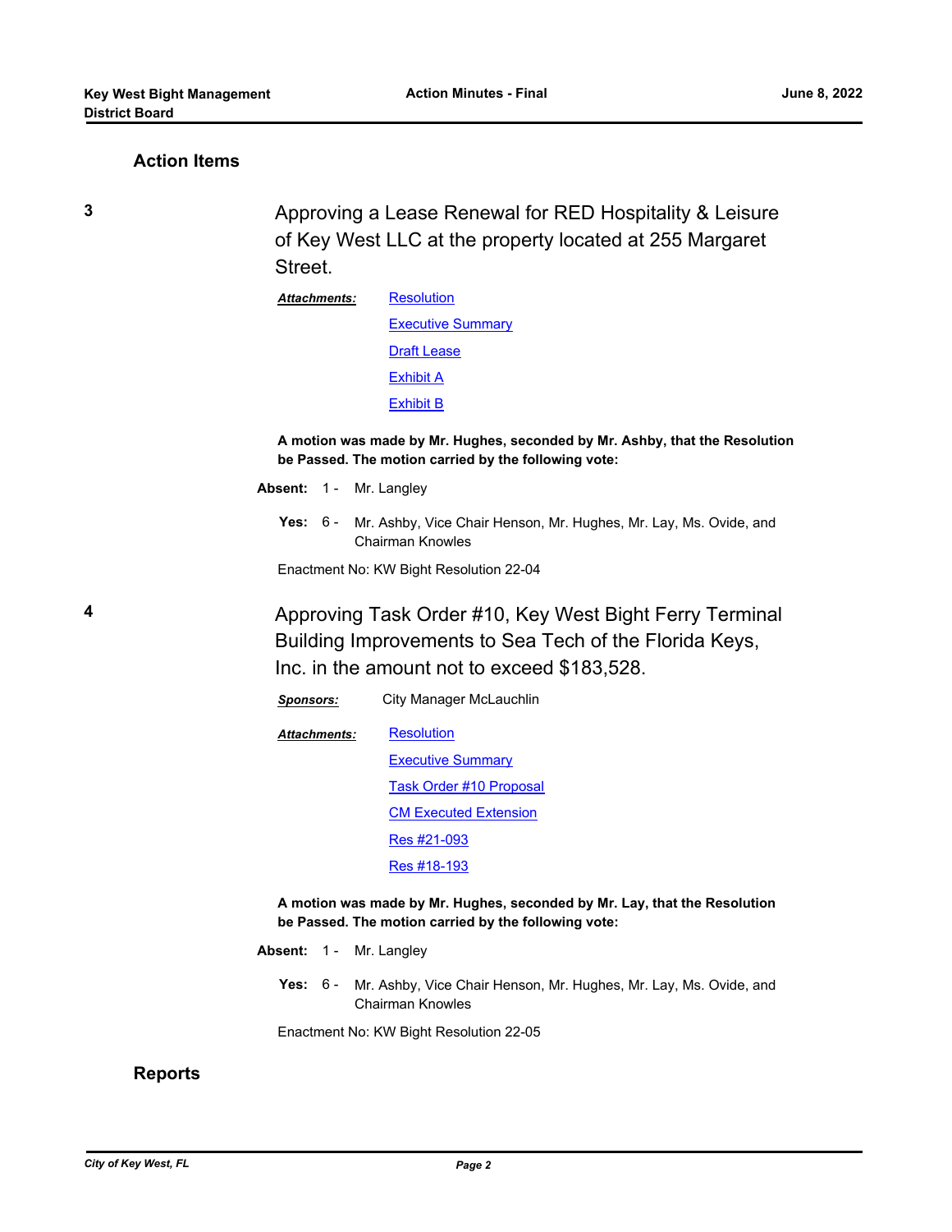## Action Items

**3** Approving a Lease Renewal for RED Hospitality & Leisure of Key West LLC at the property located at 255 Margaret Street.

***Attachments:*** Resolution
Executive Summary
Draft Lease
Exhibit A
Exhibit B

**A motion was made by Mr. Hughes, seconded by Mr. Ashby, that the Resolution be Passed. The motion carried by the following vote:**

**Absent:** 1 - Mr. Langley

**Yes:** 6 - Mr. Ashby, Vice Chair Henson, Mr. Hughes, Mr. Lay, Ms. Ovide, and Chairman Knowles

Enactment No: KW Bight Resolution 22-04

**4** Approving Task Order #10, Key West Bight Ferry Terminal Building Improvements to Sea Tech of the Florida Keys, Inc. in the amount not to exceed $183,528.

***Sponsors:*** City Manager McLauchlin

***Attachments:*** Resolution
Executive Summary
Task Order #10 Proposal
CM Executed Extension
Res #21-093
Res #18-193

**A motion was made by Mr. Hughes, seconded by Mr. Lay, that the Resolution be Passed. The motion carried by the following vote:**

**Absent:** 1 - Mr. Langley

**Yes:** 6 - Mr. Ashby, Vice Chair Henson, Mr. Hughes, Mr. Lay, Ms. Ovide, and Chairman Knowles

Enactment No: KW Bight Resolution 22-05

## Reports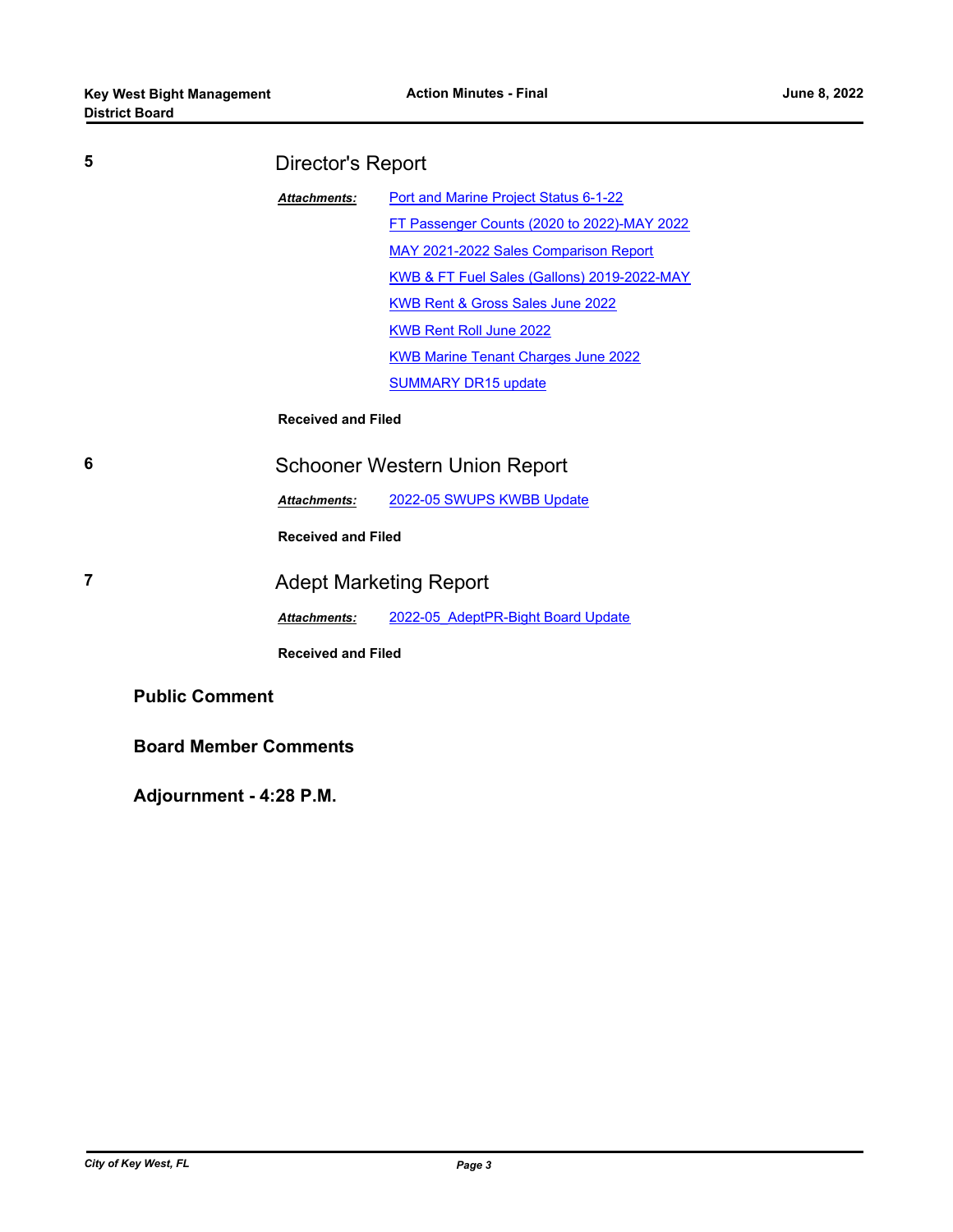## 5 Director's Report

***Attachments:*** Port and Marine Project Status 6-1-22
FT Passenger Counts (2020 to 2022)-MAY 2022
MAY 2021-2022 Sales Comparison Report
KWB & FT Fuel Sales (Gallons) 2019-2022-MAY
KWB Rent & Gross Sales June 2022
KWB Rent Roll June 2022
KWB Marine Tenant Charges June 2022
SUMMARY DR15 update

**Received and Filed**

## 6 Schooner Western Union Report

***Attachments:*** 2022-05 SWUPS KWBB Update

**Received and Filed**

## 7 Adept Marketing Report

***Attachments:*** 2022-05_AdeptPR-Bight Board Update

**Received and Filed**

### Public Comment

### Board Member Comments

### Adjournment - 4:28 P.M.